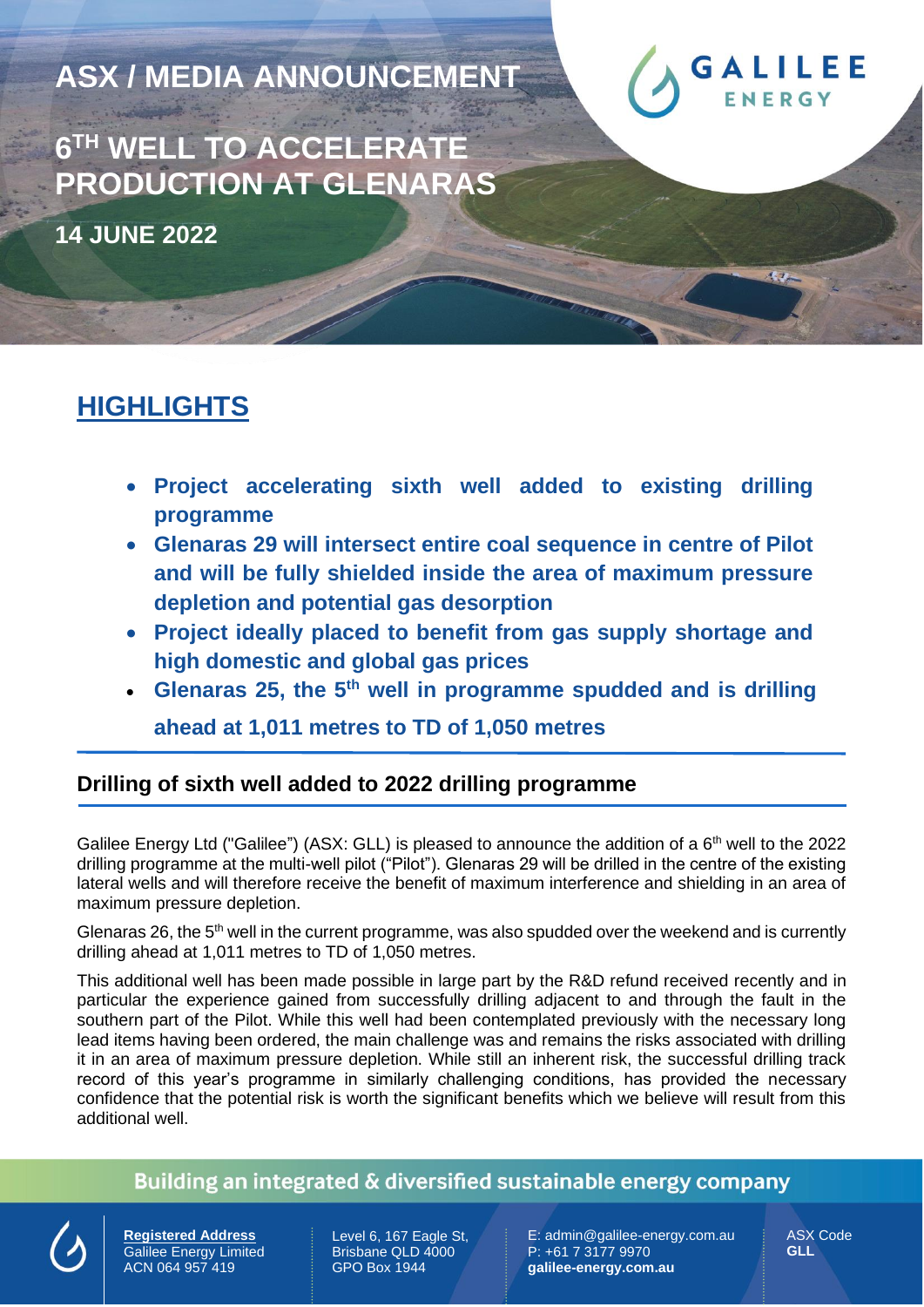# ASX / MEDIA ANNOUNCEMENT

# 6TH WELL TO ACCELERATE PRODUCTION AT GLENARAS

**14 JUNE 2022**

## HIGHLIGHTS

- **Project accelerating sixth well added to existing drilling programme**
- **Glenaras 29 will intersect entire coal sequence in centre of Pilot and will be fully shielded inside the area of maximum pressure depletion and potential gas desorption**
- **Project ideally placed to benefit from gas supply shortage and high domestic and global gas prices**
- **Glenaras 25, the 5th well in programme spudded and is drilling ahead at 1,011 metres to TD of 1,050 metres**

## Drilling of sixth well added to 2022 drilling programme

Galilee Energy Ltd ("Galilee") (ASX: GLL) is pleased to announce the addition of a 6th well to the 2022 drilling programme at the multi-well pilot ("Pilot"). Glenaras 29 will be drilled in the centre of the existing lateral wells and will therefore receive the benefit of maximum interference and shielding in an area of maximum pressure depletion.

Glenaras 26, the 5th well in the current programme, was also spudded over the weekend and is currently drilling ahead at 1,011 metres to TD of 1,050 metres.

This additional well has been made possible in large part by the R&D refund received recently and in particular the experience gained from successfully drilling adjacent to and through the fault in the southern part of the Pilot. While this well had been contemplated previously with the necessary long lead items having been ordered, the main challenge was and remains the risks associated with drilling it in an area of maximum pressure depletion. While still an inherent risk, the successful drilling track record of this year's programme in similarly challenging conditions, has provided the necessary confidence that the potential risk is worth the significant benefits which we believe will result from this additional well.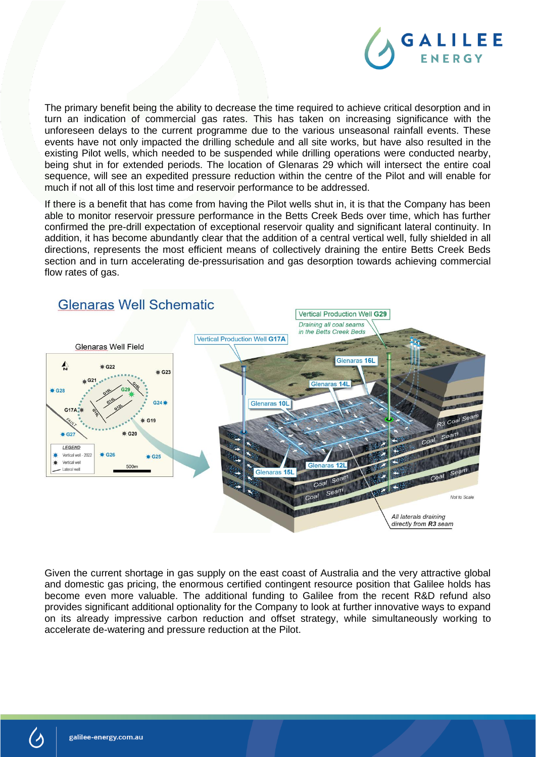The primary benefit being the ability to decrease the time required to achieve critical desorption and in turn an indication of commercial gas rates. This has taken on increasing significance with the unforeseen delays to the current programme due to the various unseasonal rainfall events. These events have not only impacted the drilling schedule and all site works, but have also resulted in the existing Pilot wells, which needed to be suspended while drilling operations were conducted nearby, being shut in for extended periods. The location of Glenaras 29 which will intersect the entire coal sequence, will see an expedited pressure reduction within the centre of the Pilot and will enable for much if not all of this lost time and reservoir performance to be addressed.

If there is a benefit that has come from having the Pilot wells shut in, it is that the Company has been able to monitor reservoir pressure performance in the Betts Creek Beds over time, which has further confirmed the pre-drill expectation of exceptional reservoir quality and significant lateral continuity. In addition, it has become abundantly clear that the addition of a central vertical well, fully shielded in all directions, represents the most efficient means of collectively draining the entire Betts Creek Beds section and in turn accelerating de-pressurisation and gas desorption towards achieving commercial flow rates of gas.

## Glenaras Well Schematic

Glenaras Well Field

Vertical Production Well G29 — *Draining all coal seams in the Betts Creek Beds*

Vertical Production Well G17A

*All laterals draining directly from R3 seam*

*Not to Scale*

Given the current shortage in gas supply on the east coast of Australia and the very attractive global and domestic gas pricing, the enormous certified contingent resource position that Galilee holds has become even more valuable. The additional funding to Galilee from the recent R&D refund also provides significant additional optionality for the Company to look at further innovative ways to expand on its already impressive carbon reduction and offset strategy, while simultaneously working to accelerate de-watering and pressure reduction at the Pilot.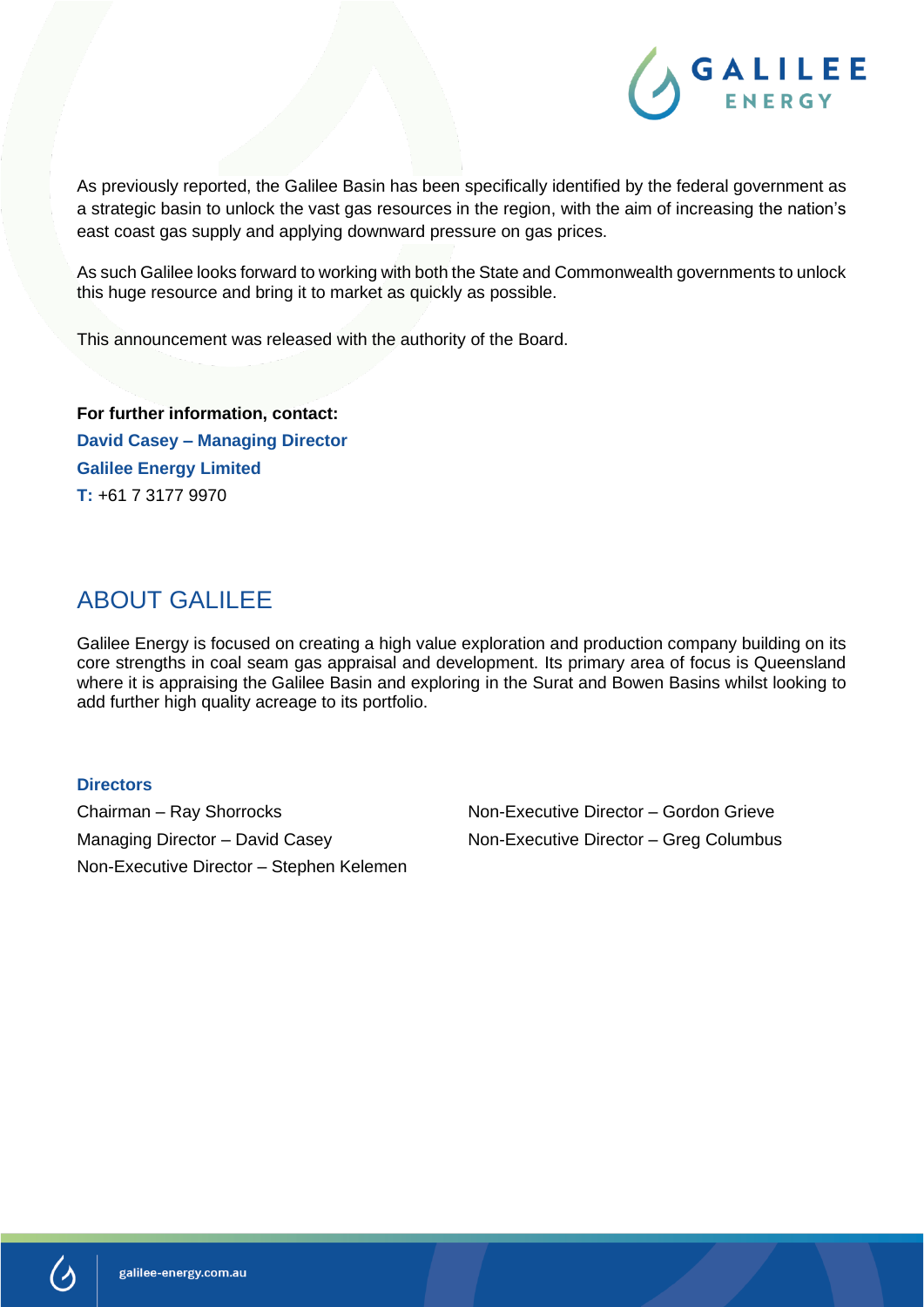As previously reported, the Galilee Basin has been specifically identified by the federal government as a strategic basin to unlock the vast gas resources in the region, with the aim of increasing the nation's east coast gas supply and applying downward pressure on gas prices.

As such Galilee looks forward to working with both the State and Commonwealth governments to unlock this huge resource and bring it to market as quickly as possible.

This announcement was released with the authority of the Board.

**For further information, contact:**
**David Casey – Managing Director**
**Galilee Energy Limited**
**T:** +61 7 3177 9970

## ABOUT GALILEE

Galilee Energy is focused on creating a high value exploration and production company building on its core strengths in coal seam gas appraisal and development. Its primary area of focus is Queensland where it is appraising the Galilee Basin and exploring in the Surat and Bowen Basins whilst looking to add further high quality acreage to its portfolio.

**Directors**

Chairman – Ray Shorrocks
Managing Director – David Casey
Non-Executive Director – Stephen Kelemen
Non-Executive Director – Gordon Grieve
Non-Executive Director – Greg Columbus